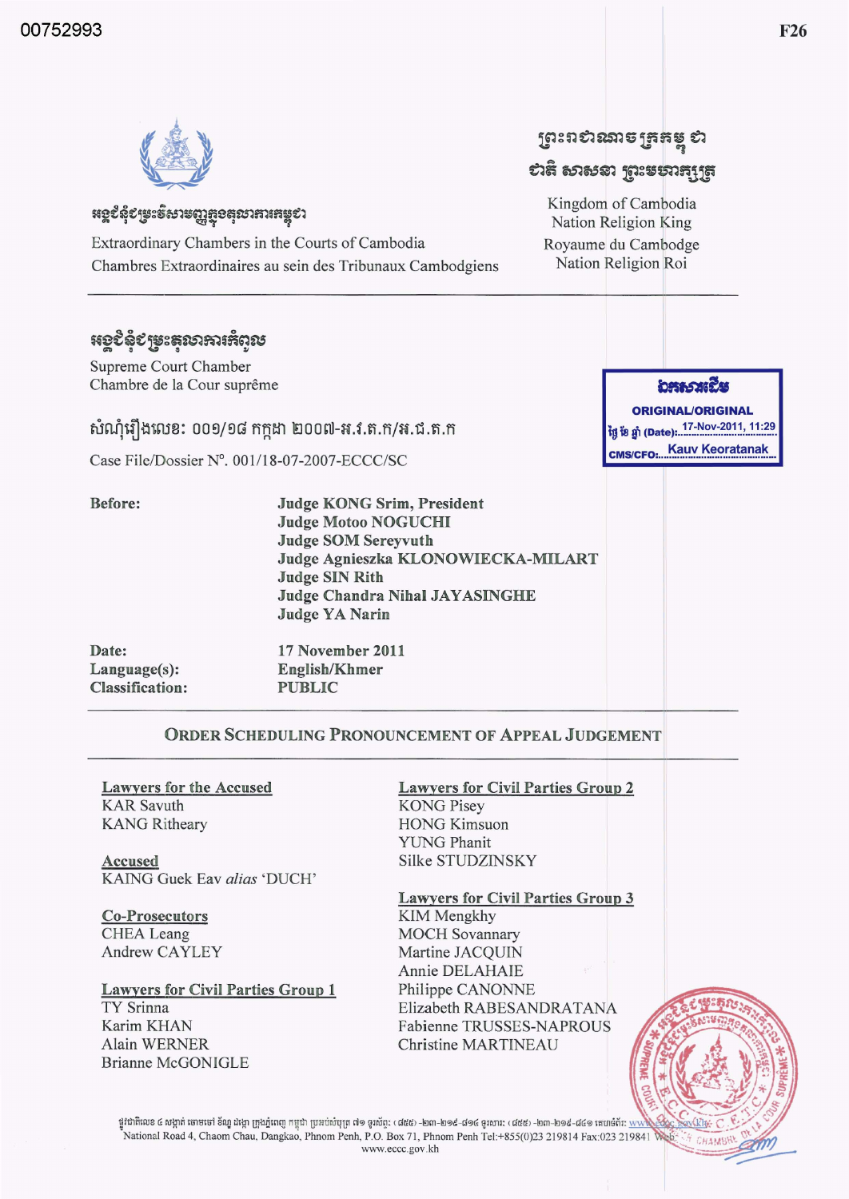00752993

F26

ព្រះរាជាណាចក្រកម្ពុជា
ជាតិ សាសនា ព្រះមហាក្សត្រ

Kingdom of Cambodia
Nation Religion King
Royaume du Cambodge
Nation Religion Roi

អង្គជំនុំជម្រះវិសាមញ្ញក្នុងតុលាការកម្ពុជា

Extraordinary Chambers in the Courts of Cambodia
Chambres Extraordinaires au sein des Tribunaux Cambodgiens

អង្គជំនុំជម្រះតុលាការកំពូល

Supreme Court Chamber
Chambre de la Cour suprême

ឯកសារដើម
ORIGINAL/ORIGINAL
ថ្ងៃ ខែ ឆ្នាំ (Date): 17-Nov-2011, 11:29
CMS/CFO: Kauv Keoratanak

សំណុំរឿងលេខ: ០០១/១៨ កក្កដា ២០០៧-អ.វ.ត.ក/អ.ជ.ត.ក

Case File/Dossier N°. 001/18-07-2007-ECCC/SC

**Before:**
**Judge KONG Srim, President**
**Judge Motoo NOGUCHI**
**Judge SOM Sereyvuth**
**Judge Agnieszka KLONOWIECKA-MILART**
**Judge SIN Rith**
**Judge Chandra Nihal JAYASINGHE**
**Judge YA Narin**

**Date:** **17 November 2011**
**Language(s):** **English/Khmer**
**Classification:** **PUBLIC**

## ORDER SCHEDULING PRONOUNCEMENT OF APPEAL JUDGEMENT

Lawyers for the Accused
KAR Savuth
KANG Ritheary

Accused
KAING Guek Eav *alias* 'DUCH'

Co-Prosecutors
CHEA Leang
Andrew CAYLEY

Lawyers for Civil Parties Group 1
TY Srinna
Karim KHAN
Alain WERNER
Brianne McGONIGLE

Lawyers for Civil Parties Group 2
KONG Pisey
HONG Kimsuon
YUNG Phanit
Silke STUDZINSKY

Lawyers for Civil Parties Group 3
KIM Mengkhy
MOCH Sovannary
Martine JACQUIN
Annie DELAHAIE
Philippe CANONNE
Elizabeth RABESANDRATANA
Fabienne TRUSSES-NAPROUS
Christine MARTINEAU

National Road 4, Chaom Chau, Dangkao, Phnom Penh, P.O. Box 71, Phnom Penh Tel:+855(0)23 219814 Fax:023 219841 Web: www.eccc.gov.kh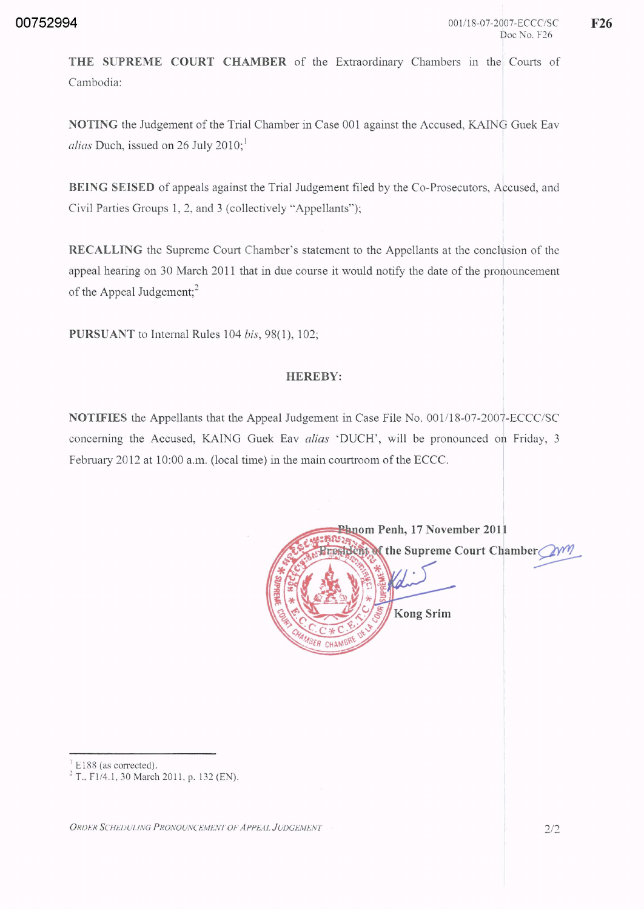**THE SUPREME COURT CHAMBER** of the Extraordinary Chambers in the Courts of Cambodia:

**NOTING** the Judgement of the Trial Chamber in Case 001 against the Accused, KAING Guek Eav *alias* Duch, issued on 26 July 2010;[1]

**BEING SEISED** of appeals against the Trial Judgement filed by the Co-Prosecutors, Accused, and Civil Parties Groups 1, 2, and 3 (collectively "Appellants");

**RECALLING** the Supreme Court Chamber's statement to the Appellants at the conclusion of the appeal hearing on 30 March 2011 that in due course it would notify the date of the pronouncement of the Appeal Judgement;[2]

**PURSUANT** to Internal Rules 104 *bis*, 98(1), 102;

**HEREBY:**

**NOTIFIES** the Appellants that the Appeal Judgement in Case File No. 001/18-07-2007-ECCC/SC concerning the Accused, KAING Guek Eav *alias* 'DUCH', will be pronounced on Friday, 3 February 2012 at 10:00 a.m. (local time) in the main courtroom of the ECCC.

Phnom Penh, 17 November 2011

President of the Supreme Court Chamber

Kong Srim

---

[1] E188 (as corrected).

[2] T., F1/4.1, 30 March 2011, p. 132 (EN).